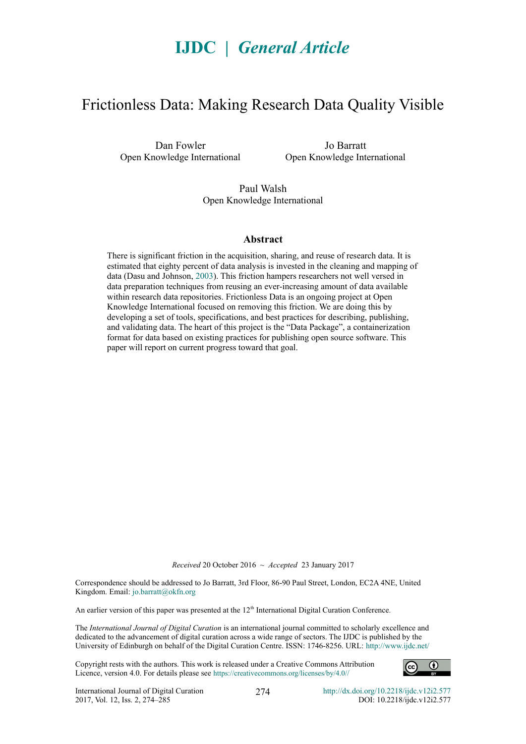**IJDC | *General Article***

# Frictionless Data: Making Research Data Quality Visible

Dan Fowler
Open Knowledge International

Jo Barratt
Open Knowledge International

Paul Walsh
Open Knowledge International

## Abstract

There is significant friction in the acquisition, sharing, and reuse of research data. It is estimated that eighty percent of data analysis is invested in the cleaning and mapping of data (Dasu and Johnson, 2003). This friction hampers researchers not well versed in data preparation techniques from reusing an ever-increasing amount of data available within research data repositories. Frictionless Data is an ongoing project at Open Knowledge International focused on removing this friction. We are doing this by developing a set of tools, specifications, and best practices for describing, publishing, and validating data. The heart of this project is the "Data Package", a containerization format for data based on existing practices for publishing open source software. This paper will report on current progress toward that goal.

*Received* 20 October 2016 ~ *Accepted* 23 January 2017

Correspondence should be addressed to Jo Barratt, 3rd Floor, 86-90 Paul Street, London, EC2A 4NE, United Kingdom. Email: jo.barratt@okfn.org

An earlier version of this paper was presented at the 12th International Digital Curation Conference.

The *International Journal of Digital Curation* is an international journal committed to scholarly excellence and dedicated to the advancement of digital curation across a wide range of sectors. The IJDC is published by the University of Edinburgh on behalf of the Digital Curation Centre. ISSN: 1746-8256. URL: http://www.ijdc.net/

Copyright rests with the authors. This work is released under a Creative Commons Attribution Licence, version 4.0. For details please see https://creativecommons.org/licenses/by/4.0//

International Journal of Digital Curation
2017, Vol. 12, Iss. 2, 274–285

http://dx.doi.org/10.2218/ijdc.v12i2.577
DOI: 10.2218/ijdc.v12i2.577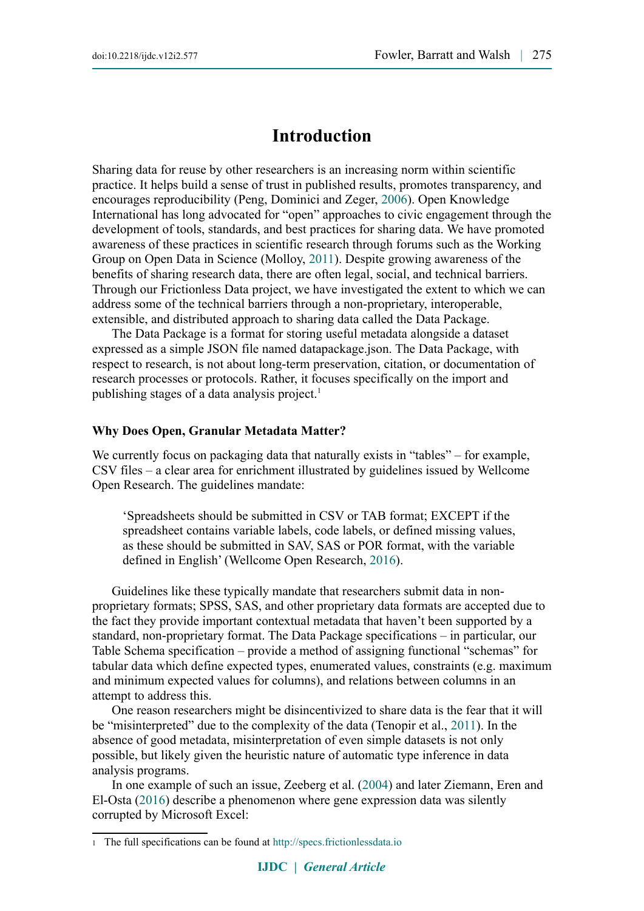# Introduction

Sharing data for reuse by other researchers is an increasing norm within scientific practice. It helps build a sense of trust in published results, promotes transparency, and encourages reproducibility (Peng, Dominici and Zeger, 2006). Open Knowledge International has long advocated for "open" approaches to civic engagement through the development of tools, standards, and best practices for sharing data. We have promoted awareness of these practices in scientific research through forums such as the Working Group on Open Data in Science (Molloy, 2011). Despite growing awareness of the benefits of sharing research data, there are often legal, social, and technical barriers. Through our Frictionless Data project, we have investigated the extent to which we can address some of the technical barriers through a non-proprietary, interoperable, extensible, and distributed approach to sharing data called the Data Package.

The Data Package is a format for storing useful metadata alongside a dataset expressed as a simple JSON file named datapackage.json. The Data Package, with respect to research, is not about long-term preservation, citation, or documentation of research processes or protocols. Rather, it focuses specifically on the import and publishing stages of a data analysis project.[1]

### Why Does Open, Granular Metadata Matter?

We currently focus on packaging data that naturally exists in "tables" – for example, CSV files – a clear area for enrichment illustrated by guidelines issued by Wellcome Open Research. The guidelines mandate:

> 'Spreadsheets should be submitted in CSV or TAB format; EXCEPT if the spreadsheet contains variable labels, code labels, or defined missing values, as these should be submitted in SAV, SAS or POR format, with the variable defined in English' (Wellcome Open Research, 2016).

Guidelines like these typically mandate that researchers submit data in non-proprietary formats; SPSS, SAS, and other proprietary data formats are accepted due to the fact they provide important contextual metadata that haven't been supported by a standard, non-proprietary format. The Data Package specifications – in particular, our Table Schema specification – provide a method of assigning functional "schemas" for tabular data which define expected types, enumerated values, constraints (e.g. maximum and minimum expected values for columns), and relations between columns in an attempt to address this.

One reason researchers might be disincentivized to share data is the fear that it will be "misinterpreted" due to the complexity of the data (Tenopir et al., 2011). In the absence of good metadata, misinterpretation of even simple datasets is not only possible, but likely given the heuristic nature of automatic type inference in data analysis programs.

In one example of such an issue, Zeeberg et al. (2004) and later Ziemann, Eren and El-Osta (2016) describe a phenomenon where gene expression data was silently corrupted by Microsoft Excel:

---

[1] The full specifications can be found at http://specs.frictionlessdata.io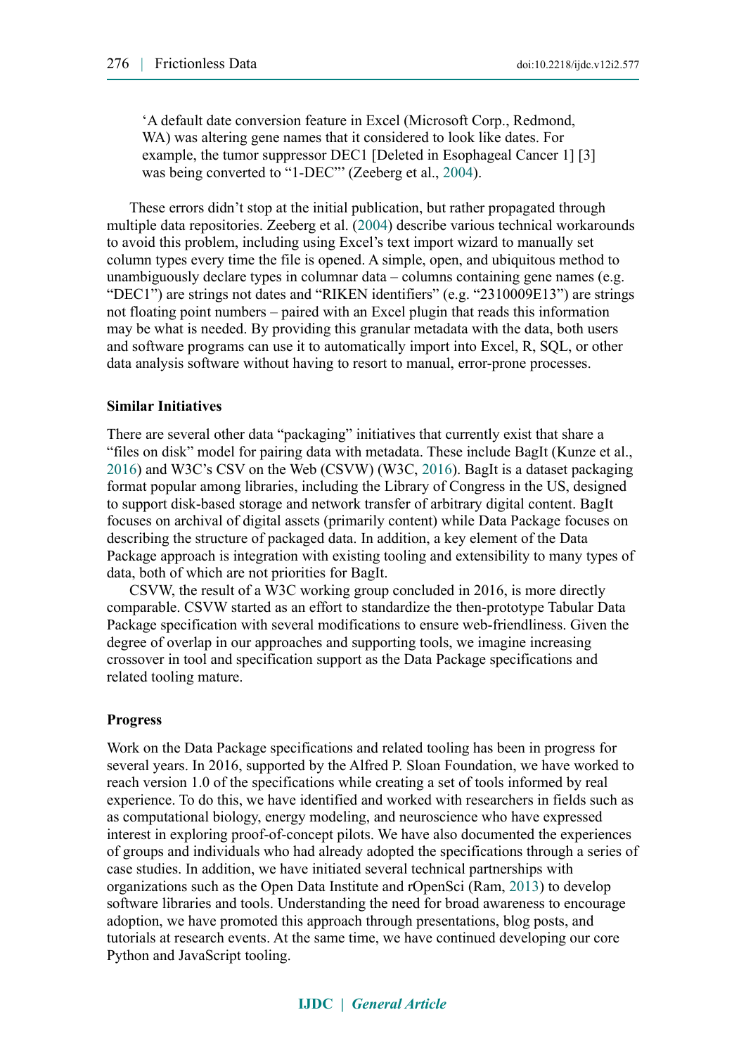> ‘A default date conversion feature in Excel (Microsoft Corp., Redmond, WA) was altering gene names that it considered to look like dates. For example, the tumor suppressor DEC1 [Deleted in Esophageal Cancer 1] [3] was being converted to “1-DEC”’ (Zeeberg et al., 2004).

These errors didn’t stop at the initial publication, but rather propagated through multiple data repositories. Zeeberg et al. (2004) describe various technical workarounds to avoid this problem, including using Excel’s text import wizard to manually set column types every time the file is opened. A simple, open, and ubiquitous method to unambiguously declare types in columnar data – columns containing gene names (e.g. “DEC1”) are strings not dates and “RIKEN identifiers” (e.g. “2310009E13”) are strings not floating point numbers – paired with an Excel plugin that reads this information may be what is needed. By providing this granular metadata with the data, both users and software programs can use it to automatically import into Excel, R, SQL, or other data analysis software without having to resort to manual, error-prone processes.

### Similar Initiatives

There are several other data “packaging” initiatives that currently exist that share a “files on disk” model for pairing data with metadata. These include BagIt (Kunze et al., 2016) and W3C’s CSV on the Web (CSVW) (W3C, 2016). BagIt is a dataset packaging format popular among libraries, including the Library of Congress in the US, designed to support disk-based storage and network transfer of arbitrary digital content. BagIt focuses on archival of digital assets (primarily content) while Data Package focuses on describing the structure of packaged data. In addition, a key element of the Data Package approach is integration with existing tooling and extensibility to many types of data, both of which are not priorities for BagIt.

CSVW, the result of a W3C working group concluded in 2016, is more directly comparable. CSVW started as an effort to standardize the then-prototype Tabular Data Package specification with several modifications to ensure web-friendliness. Given the degree of overlap in our approaches and supporting tools, we imagine increasing crossover in tool and specification support as the Data Package specifications and related tooling mature.

### Progress

Work on the Data Package specifications and related tooling has been in progress for several years. In 2016, supported by the Alfred P. Sloan Foundation, we have worked to reach version 1.0 of the specifications while creating a set of tools informed by real experience. To do this, we have identified and worked with researchers in fields such as as computational biology, energy modeling, and neuroscience who have expressed interest in exploring proof-of-concept pilots. We have also documented the experiences of groups and individuals who had already adopted the specifications through a series of case studies. In addition, we have initiated several technical partnerships with organizations such as the Open Data Institute and rOpenSci (Ram, 2013) to develop software libraries and tools. Understanding the need for broad awareness to encourage adoption, we have promoted this approach through presentations, blog posts, and tutorials at research events. At the same time, we have continued developing our core Python and JavaScript tooling.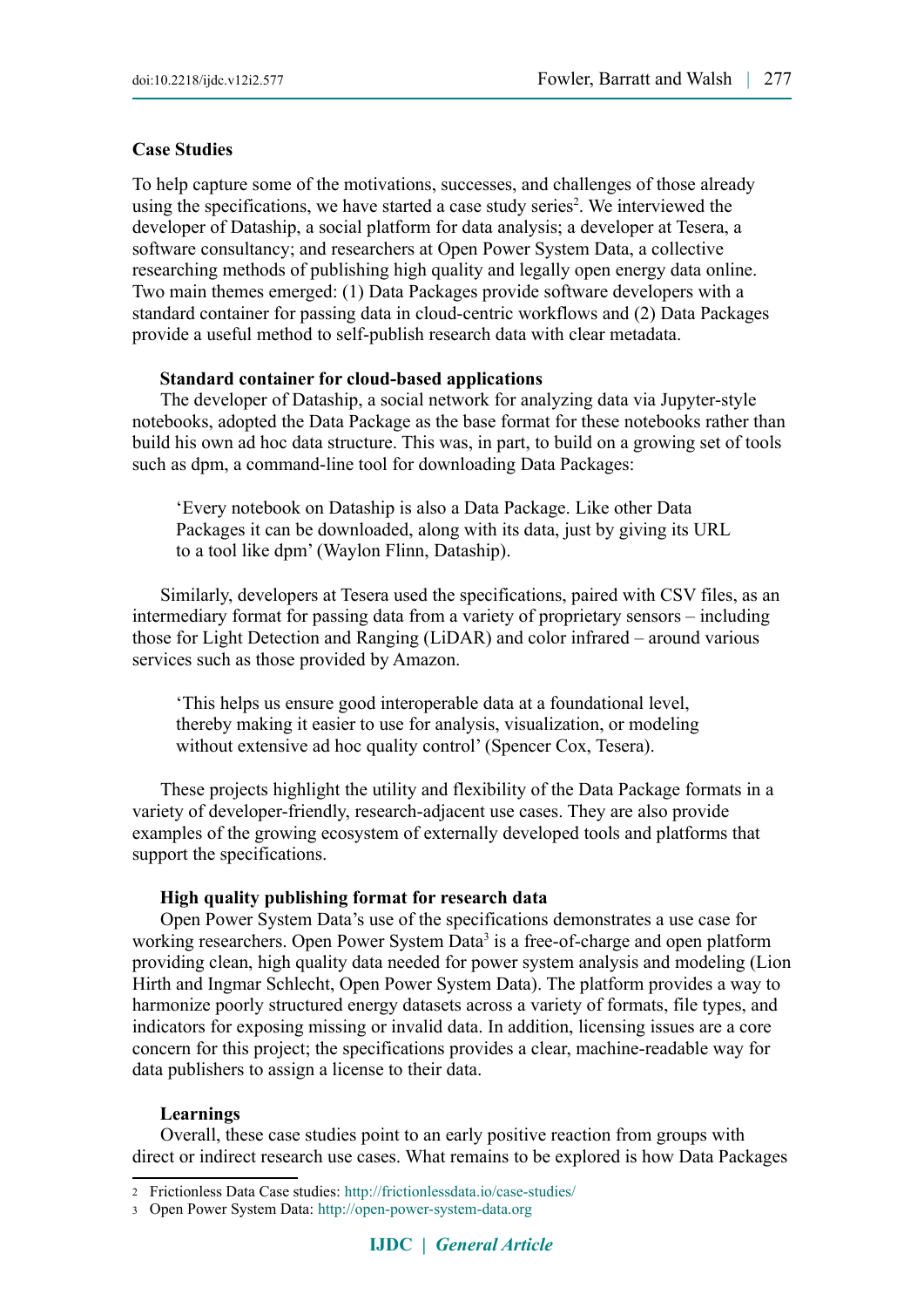## Case Studies

To help capture some of the motivations, successes, and challenges of those already using the specifications, we have started a case study series[2]. We interviewed the developer of Dataship, a social platform for data analysis; a developer at Tesera, a software consultancy; and researchers at Open Power System Data, a collective researching methods of publishing high quality and legally open energy data online. Two main themes emerged: (1) Data Packages provide software developers with a standard container for passing data in cloud-centric workflows and (2) Data Packages provide a useful method to self-publish research data with clear metadata.

### Standard container for cloud-based applications

The developer of Dataship, a social network for analyzing data via Jupyter-style notebooks, adopted the Data Package as the base format for these notebooks rather than build his own ad hoc data structure. This was, in part, to build on a growing set of tools such as dpm, a command-line tool for downloading Data Packages:

> 'Every notebook on Dataship is also a Data Package. Like other Data Packages it can be downloaded, along with its data, just by giving its URL to a tool like dpm' (Waylon Flinn, Dataship).

Similarly, developers at Tesera used the specifications, paired with CSV files, as an intermediary format for passing data from a variety of proprietary sensors – including those for Light Detection and Ranging (LiDAR) and color infrared – around various services such as those provided by Amazon.

> 'This helps us ensure good interoperable data at a foundational level, thereby making it easier to use for analysis, visualization, or modeling without extensive ad hoc quality control' (Spencer Cox, Tesera).

These projects highlight the utility and flexibility of the Data Package formats in a variety of developer-friendly, research-adjacent use cases. They are also provide examples of the growing ecosystem of externally developed tools and platforms that support the specifications.

### High quality publishing format for research data

Open Power System Data's use of the specifications demonstrates a use case for working researchers. Open Power System Data[3] is a free-of-charge and open platform providing clean, high quality data needed for power system analysis and modeling (Lion Hirth and Ingmar Schlecht, Open Power System Data). The platform provides a way to harmonize poorly structured energy datasets across a variety of formats, file types, and indicators for exposing missing or invalid data. In addition, licensing issues are a core concern for this project; the specifications provides a clear, machine-readable way for data publishers to assign a license to their data.

### Learnings

Overall, these case studies point to an early positive reaction from groups with direct or indirect research use cases. What remains to be explored is how Data Packages

---

[2] Frictionless Data Case studies: http://frictionlessdata.io/case-studies/

[3] Open Power System Data: http://open-power-system-data.org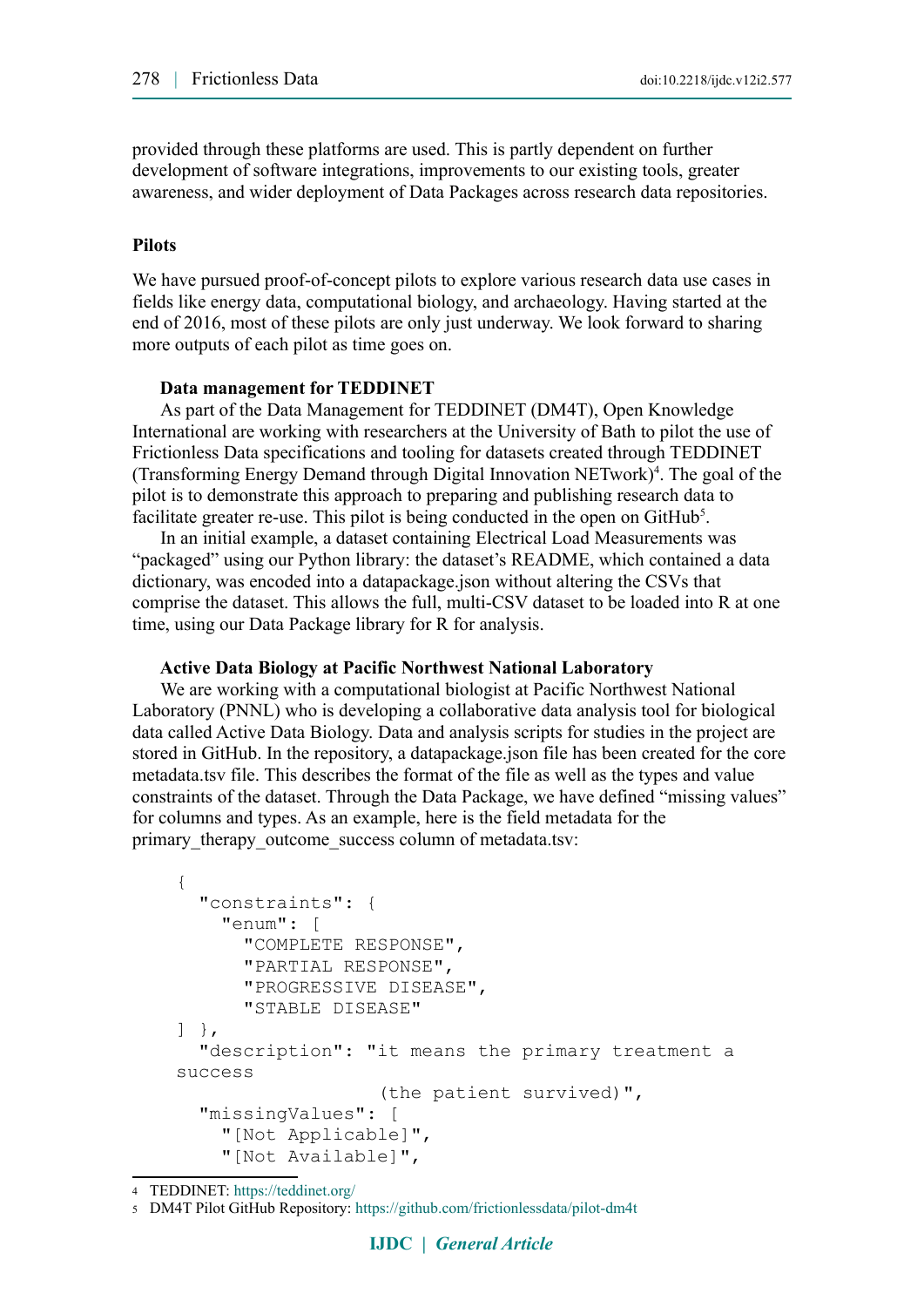provided through these platforms are used. This is partly dependent on further development of software integrations, improvements to our existing tools, greater awareness, and wider deployment of Data Packages across research data repositories.

## Pilots

We have pursued proof-of-concept pilots to explore various research data use cases in fields like energy data, computational biology, and archaeology. Having started at the end of 2016, most of these pilots are only just underway. We look forward to sharing more outputs of each pilot as time goes on.

### Data management for TEDDINET

As part of the Data Management for TEDDINET (DM4T), Open Knowledge International are working with researchers at the University of Bath to pilot the use of Frictionless Data specifications and tooling for datasets created through TEDDINET (Transforming Energy Demand through Digital Innovation NETwork)[4]. The goal of the pilot is to demonstrate this approach to preparing and publishing research data to facilitate greater re-use. This pilot is being conducted in the open on GitHub[5].

In an initial example, a dataset containing Electrical Load Measurements was "packaged" using our Python library: the dataset's README, which contained a data dictionary, was encoded into a datapackage.json without altering the CSVs that comprise the dataset. This allows the full, multi-CSV dataset to be loaded into R at one time, using our Data Package library for R for analysis.

### Active Data Biology at Pacific Northwest National Laboratory

We are working with a computational biologist at Pacific Northwest National Laboratory (PNNL) who is developing a collaborative data analysis tool for biological data called Active Data Biology. Data and analysis scripts for studies in the project are stored in GitHub. In the repository, a datapackage.json file has been created for the core metadata.tsv file. This describes the format of the file as well as the types and value constraints of the dataset. Through the Data Package, we have defined "missing values" for columns and types. As an example, here is the field metadata for the primary_therapy_outcome_success column of metadata.tsv:

```
{
  "constraints": {
    "enum": [
      "COMPLETE RESPONSE",
      "PARTIAL RESPONSE",
      "PROGRESSIVE DISEASE",
      "STABLE DISEASE"
] },
  "description": "it means the primary treatment a
success
                   (the patient survived)",
  "missingValues": [
    "[Not Applicable]",
    "[Not Available]",
```

[4] TEDDINET: https://teddinet.org/

[5] DM4T Pilot GitHub Repository: https://github.com/frictionlessdata/pilot-dm4t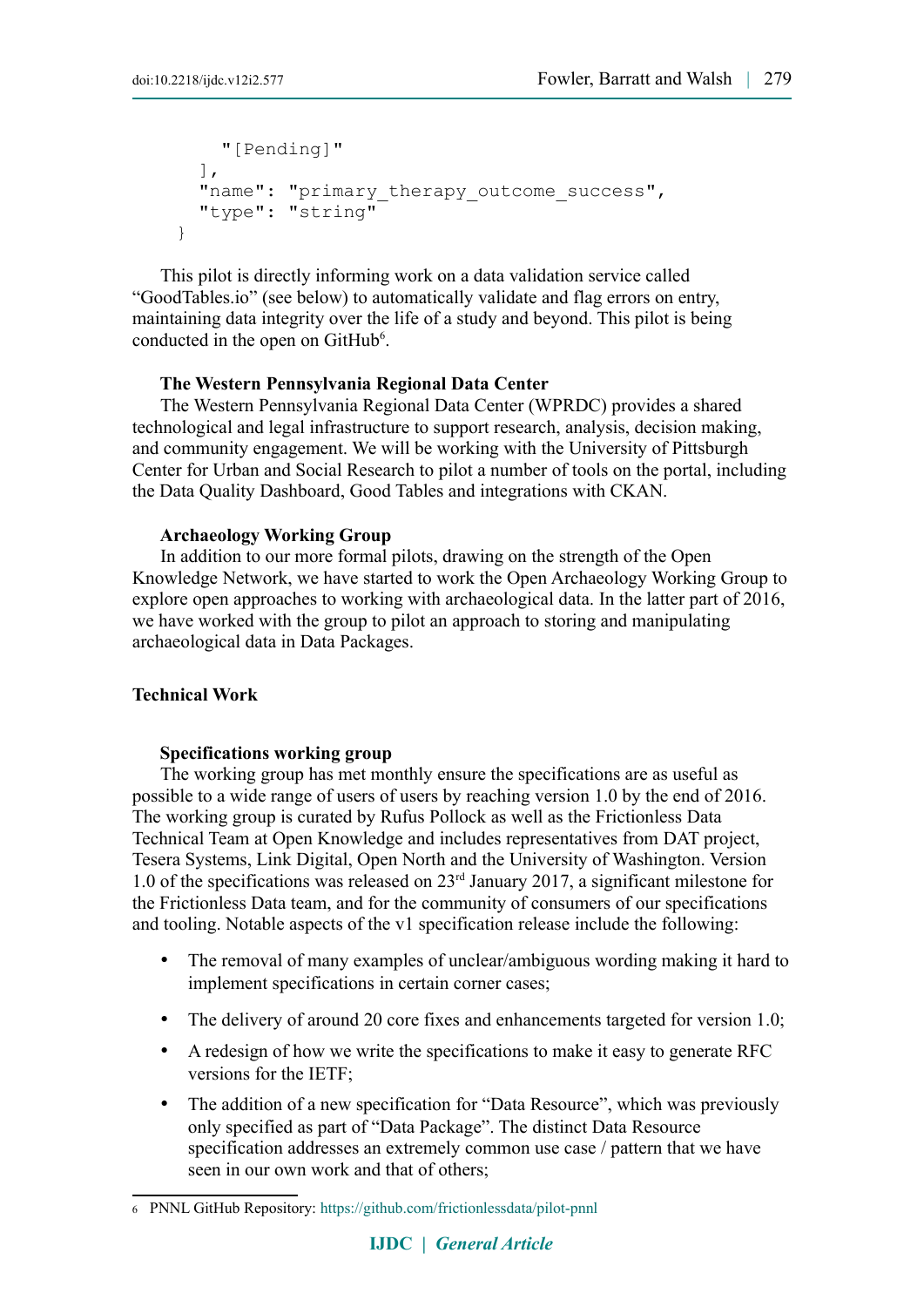```
      "[Pending]"
    ],
    "name": "primary_therapy_outcome_success",
    "type": "string"
  }
```

This pilot is directly informing work on a data validation service called "GoodTables.io" (see below) to automatically validate and flag errors on entry, maintaining data integrity over the life of a study and beyond. This pilot is being conducted in the open on GitHub[6].

### The Western Pennsylvania Regional Data Center

The Western Pennsylvania Regional Data Center (WPRDC) provides a shared technological and legal infrastructure to support research, analysis, decision making, and community engagement. We will be working with the University of Pittsburgh Center for Urban and Social Research to pilot a number of tools on the portal, including the Data Quality Dashboard, Good Tables and integrations with CKAN.

### Archaeology Working Group

In addition to our more formal pilots, drawing on the strength of the Open Knowledge Network, we have started to work the Open Archaeology Working Group to explore open approaches to working with archaeological data. In the latter part of 2016, we have worked with the group to pilot an approach to storing and manipulating archaeological data in Data Packages.

## Technical Work

### Specifications working group

The working group has met monthly ensure the specifications are as useful as possible to a wide range of users of users by reaching version 1.0 by the end of 2016. The working group is curated by Rufus Pollock as well as the Frictionless Data Technical Team at Open Knowledge and includes representatives from DAT project, Tesera Systems, Link Digital, Open North and the University of Washington. Version 1.0 of the specifications was released on 23rd January 2017, a significant milestone for the Frictionless Data team, and for the community of consumers of our specifications and tooling. Notable aspects of the v1 specification release include the following:

- The removal of many examples of unclear/ambiguous wording making it hard to implement specifications in certain corner cases;
- The delivery of around 20 core fixes and enhancements targeted for version 1.0;
- A redesign of how we write the specifications to make it easy to generate RFC versions for the IETF;
- The addition of a new specification for "Data Resource", which was previously only specified as part of "Data Package". The distinct Data Resource specification addresses an extremely common use case / pattern that we have seen in our own work and that of others;

6 PNNL GitHub Repository: https://github.com/frictionlessdata/pilot-pnnl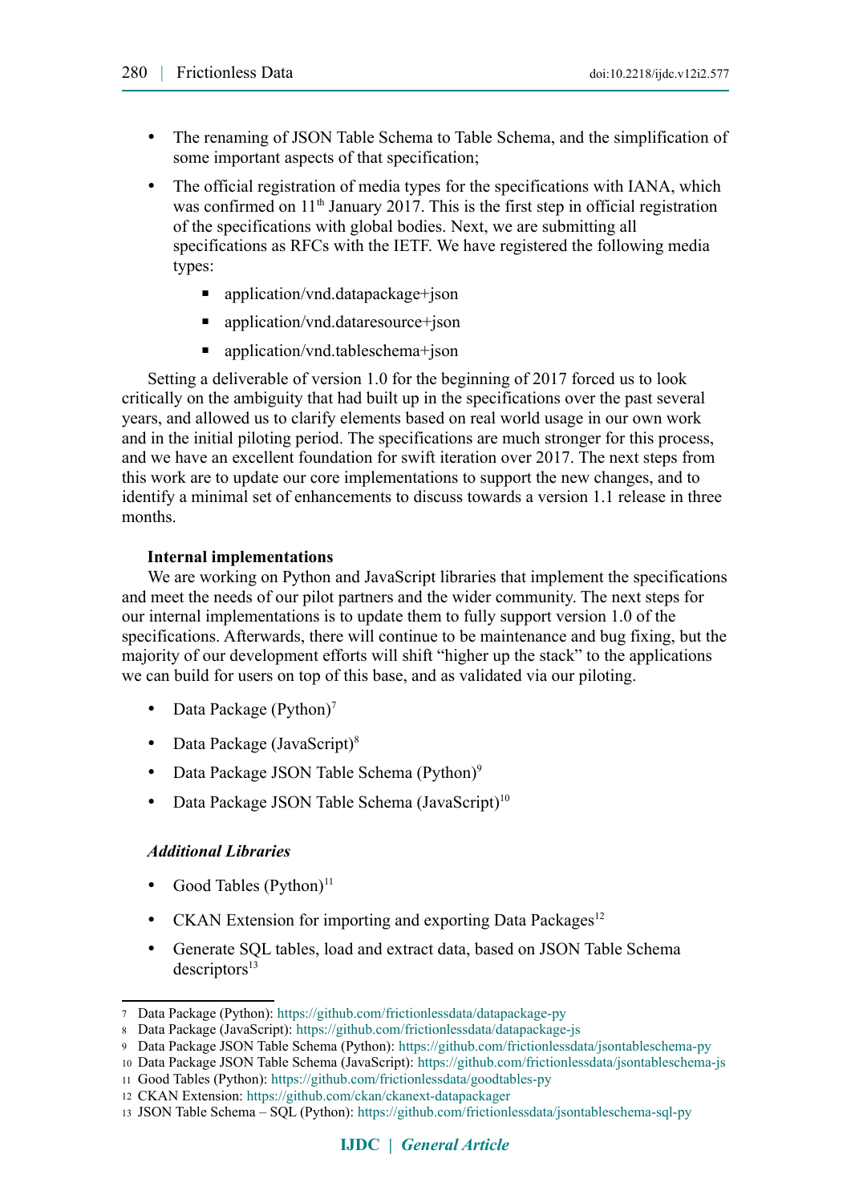- The renaming of JSON Table Schema to Table Schema, and the simplification of some important aspects of that specification;
- The official registration of media types for the specifications with IANA, which was confirmed on 11th January 2017. This is the first step in official registration of the specifications with global bodies. Next, we are submitting all specifications as RFCs with the IETF. We have registered the following media types:
  - application/vnd.datapackage+json
  - application/vnd.dataresource+json
  - application/vnd.tableschema+json

Setting a deliverable of version 1.0 for the beginning of 2017 forced us to look critically on the ambiguity that had built up in the specifications over the past several years, and allowed us to clarify elements based on real world usage in our own work and in the initial piloting period. The specifications are much stronger for this process, and we have an excellent foundation for swift iteration over 2017. The next steps from this work are to update our core implementations to support the new changes, and to identify a minimal set of enhancements to discuss towards a version 1.1 release in three months.

**Internal implementations**

We are working on Python and JavaScript libraries that implement the specifications and meet the needs of our pilot partners and the wider community. The next steps for our internal implementations is to update them to fully support version 1.0 of the specifications. Afterwards, there will continue to be maintenance and bug fixing, but the majority of our development efforts will shift "higher up the stack" to the applications we can build for users on top of this base, and as validated via our piloting.

- Data Package (Python)[7]
- Data Package (JavaScript)[8]
- Data Package JSON Table Schema (Python)[9]
- Data Package JSON Table Schema (JavaScript)[10]

***Additional Libraries***

- Good Tables (Python)[11]
- CKAN Extension for importing and exporting Data Packages[12]
- Generate SQL tables, load and extract data, based on JSON Table Schema descriptors[13]

---

7 Data Package (Python): https://github.com/frictionlessdata/datapackage-py
8 Data Package (JavaScript): https://github.com/frictionlessdata/datapackage-js
9 Data Package JSON Table Schema (Python): https://github.com/frictionlessdata/jsontableschema-py
10 Data Package JSON Table Schema (JavaScript): https://github.com/frictionlessdata/jsontableschema-js
11 Good Tables (Python): https://github.com/frictionlessdata/goodtables-py
12 CKAN Extension: https://github.com/ckan/ckanext-datapackager
13 JSON Table Schema – SQL (Python): https://github.com/frictionlessdata/jsontableschema-sql-py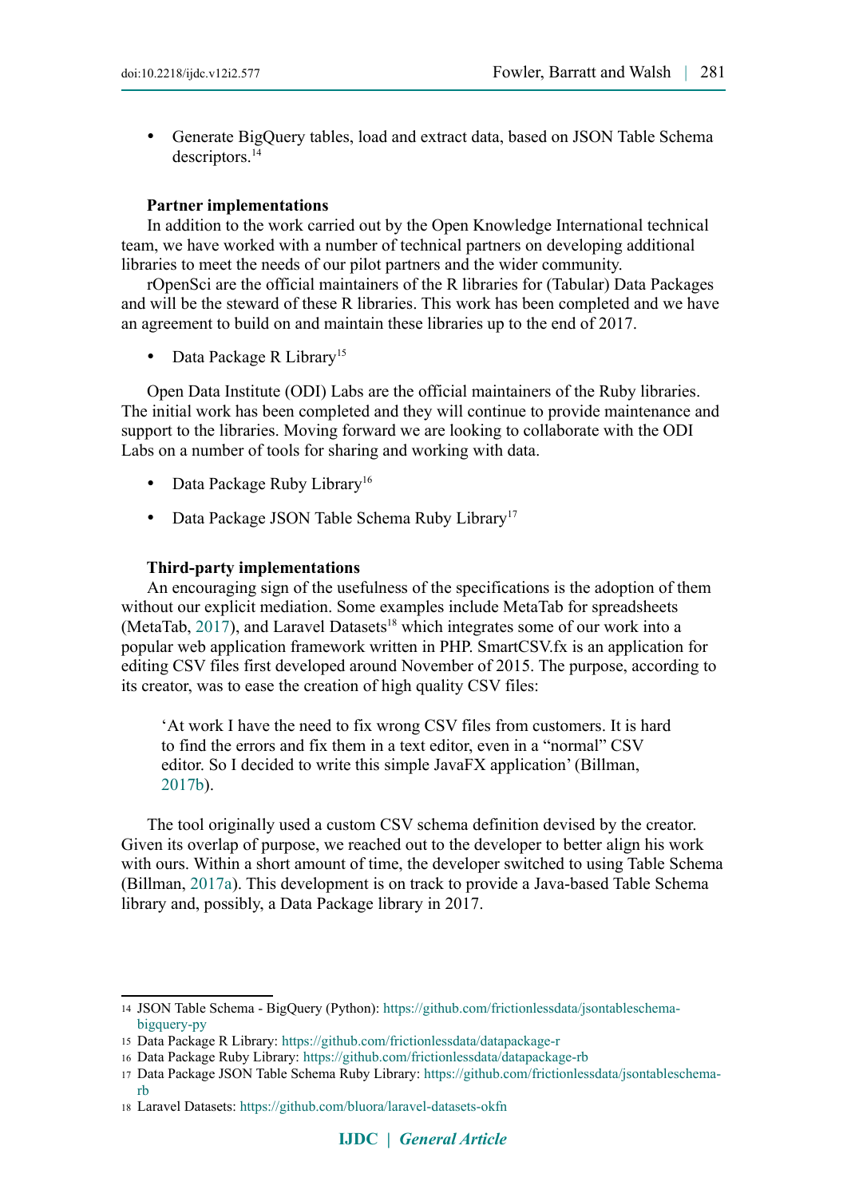- Generate BigQuery tables, load and extract data, based on JSON Table Schema descriptors.[14]

**Partner implementations**

In addition to the work carried out by the Open Knowledge International technical team, we have worked with a number of technical partners on developing additional libraries to meet the needs of our pilot partners and the wider community.

rOpenSci are the official maintainers of the R libraries for (Tabular) Data Packages and will be the steward of these R libraries. This work has been completed and we have an agreement to build on and maintain these libraries up to the end of 2017.

- Data Package R Library[15]

Open Data Institute (ODI) Labs are the official maintainers of the Ruby libraries. The initial work has been completed and they will continue to provide maintenance and support to the libraries. Moving forward we are looking to collaborate with the ODI Labs on a number of tools for sharing and working with data.

- Data Package Ruby Library[16]
- Data Package JSON Table Schema Ruby Library[17]

**Third-party implementations**

An encouraging sign of the usefulness of the specifications is the adoption of them without our explicit mediation. Some examples include MetaTab for spreadsheets (MetaTab, 2017), and Laravel Datasets[18] which integrates some of our work into a popular web application framework written in PHP. SmartCSV.fx is an application for editing CSV files first developed around November of 2015. The purpose, according to its creator, was to ease the creation of high quality CSV files:

> 'At work I have the need to fix wrong CSV files from customers. It is hard to find the errors and fix them in a text editor, even in a "normal" CSV editor. So I decided to write this simple JavaFX application' (Billman, 2017b).

The tool originally used a custom CSV schema definition devised by the creator. Given its overlap of purpose, we reached out to the developer to better align his work with ours. Within a short amount of time, the developer switched to using Table Schema (Billman, 2017a). This development is on track to provide a Java-based Table Schema library and, possibly, a Data Package library in 2017.

---

14 JSON Table Schema - BigQuery (Python): https://github.com/frictionlessdata/jsontableschema-bigquery-py

15 Data Package R Library: https://github.com/frictionlessdata/datapackage-r

16 Data Package Ruby Library: https://github.com/frictionlessdata/datapackage-rb

17 Data Package JSON Table Schema Ruby Library: https://github.com/frictionlessdata/jsontableschema-rb

18 Laravel Datasets: https://github.com/bluora/laravel-datasets-okfn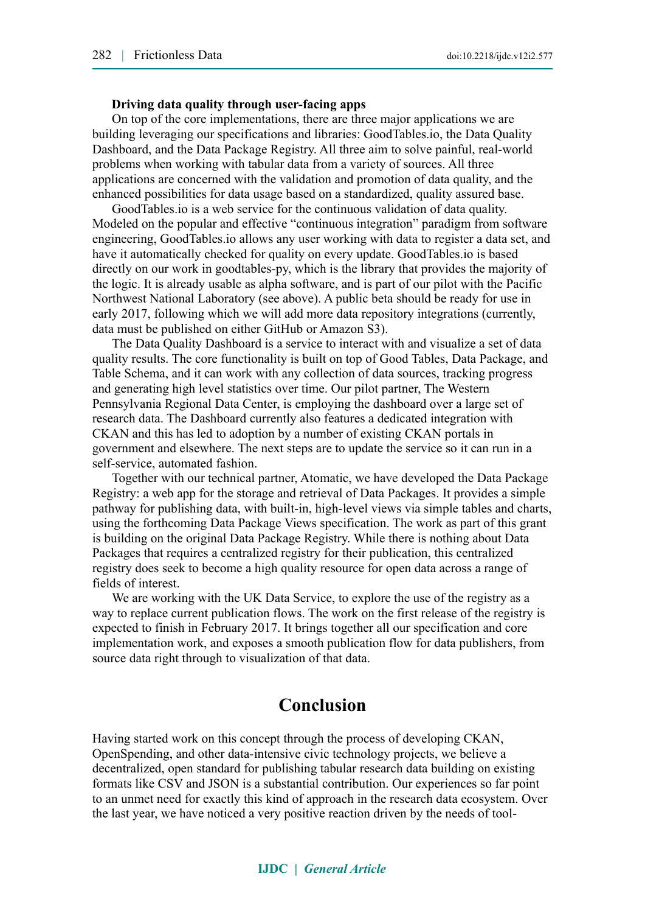**Driving data quality through user-facing apps**

On top of the core implementations, there are three major applications we are building leveraging our specifications and libraries: GoodTables.io, the Data Quality Dashboard, and the Data Package Registry. All three aim to solve painful, real-world problems when working with tabular data from a variety of sources. All three applications are concerned with the validation and promotion of data quality, and the enhanced possibilities for data usage based on a standardized, quality assured base.

GoodTables.io is a web service for the continuous validation of data quality. Modeled on the popular and effective "continuous integration" paradigm from software engineering, GoodTables.io allows any user working with data to register a data set, and have it automatically checked for quality on every update. GoodTables.io is based directly on our work in goodtables-py, which is the library that provides the majority of the logic. It is already usable as alpha software, and is part of our pilot with the Pacific Northwest National Laboratory (see above). A public beta should be ready for use in early 2017, following which we will add more data repository integrations (currently, data must be published on either GitHub or Amazon S3).

The Data Quality Dashboard is a service to interact with and visualize a set of data quality results. The core functionality is built on top of Good Tables, Data Package, and Table Schema, and it can work with any collection of data sources, tracking progress and generating high level statistics over time. Our pilot partner, The Western Pennsylvania Regional Data Center, is employing the dashboard over a large set of research data. The Dashboard currently also features a dedicated integration with CKAN and this has led to adoption by a number of existing CKAN portals in government and elsewhere. The next steps are to update the service so it can run in a self-service, automated fashion.

Together with our technical partner, Atomatic, we have developed the Data Package Registry: a web app for the storage and retrieval of Data Packages. It provides a simple pathway for publishing data, with built-in, high-level views via simple tables and charts, using the forthcoming Data Package Views specification. The work as part of this grant is building on the original Data Package Registry. While there is nothing about Data Packages that requires a centralized registry for their publication, this centralized registry does seek to become a high quality resource for open data across a range of fields of interest.

We are working with the UK Data Service, to explore the use of the registry as a way to replace current publication flows. The work on the first release of the registry is expected to finish in February 2017. It brings together all our specification and core implementation work, and exposes a smooth publication flow for data publishers, from source data right through to visualization of that data.

# Conclusion

Having started work on this concept through the process of developing CKAN, OpenSpending, and other data-intensive civic technology projects, we believe a decentralized, open standard for publishing tabular research data building on existing formats like CSV and JSON is a substantial contribution. Our experiences so far point to an unmet need for exactly this kind of approach in the research data ecosystem. Over the last year, we have noticed a very positive reaction driven by the needs of tool-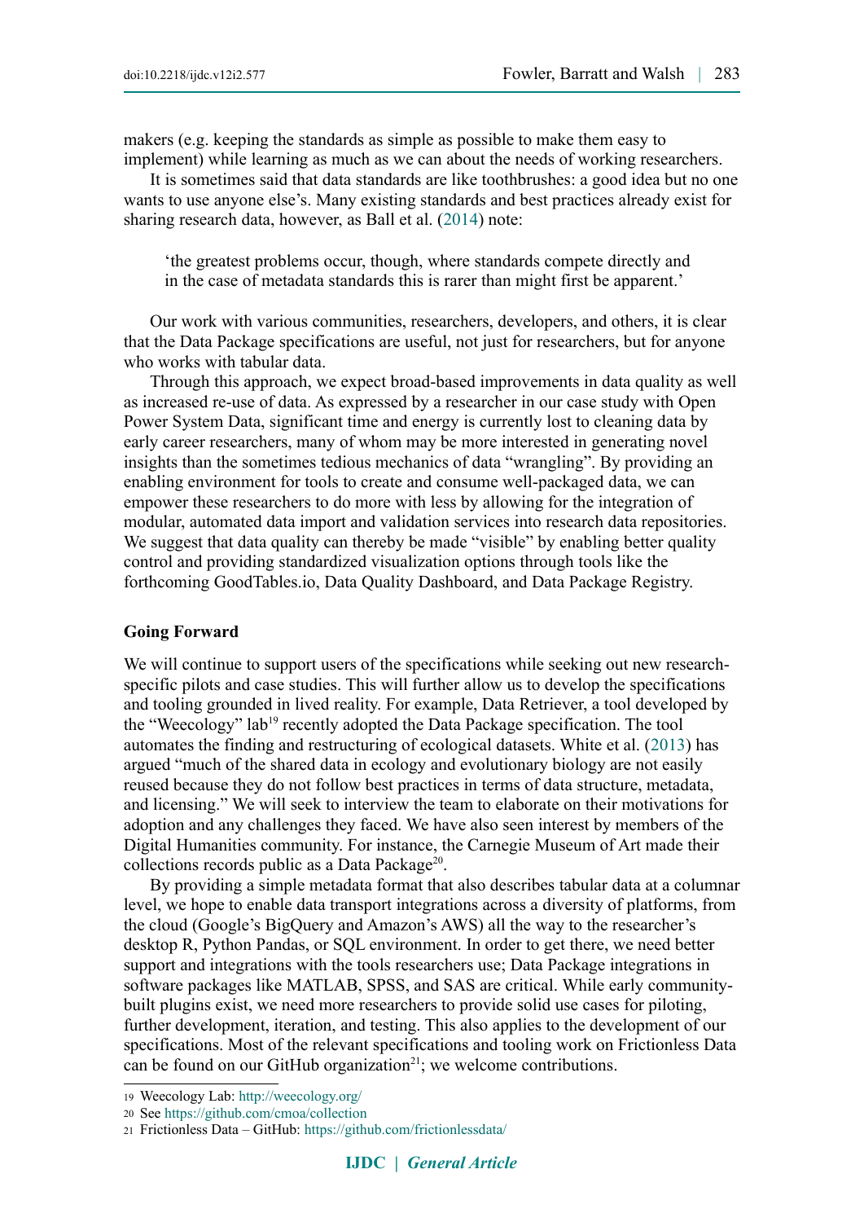makers (e.g. keeping the standards as simple as possible to make them easy to implement) while learning as much as we can about the needs of working researchers.

It is sometimes said that data standards are like toothbrushes: a good idea but no one wants to use anyone else's. Many existing standards and best practices already exist for sharing research data, however, as Ball et al. (2014) note:

> 'the greatest problems occur, though, where standards compete directly and in the case of metadata standards this is rarer than might first be apparent.'

Our work with various communities, researchers, developers, and others, it is clear that the Data Package specifications are useful, not just for researchers, but for anyone who works with tabular data.

Through this approach, we expect broad-based improvements in data quality as well as increased re-use of data. As expressed by a researcher in our case study with Open Power System Data, significant time and energy is currently lost to cleaning data by early career researchers, many of whom may be more interested in generating novel insights than the sometimes tedious mechanics of data "wrangling". By providing an enabling environment for tools to create and consume well-packaged data, we can empower these researchers to do more with less by allowing for the integration of modular, automated data import and validation services into research data repositories. We suggest that data quality can thereby be made "visible" by enabling better quality control and providing standardized visualization options through tools like the forthcoming GoodTables.io, Data Quality Dashboard, and Data Package Registry.

## Going Forward

We will continue to support users of the specifications while seeking out new research-specific pilots and case studies. This will further allow us to develop the specifications and tooling grounded in lived reality. For example, Data Retriever, a tool developed by the "Weecology" lab[19] recently adopted the Data Package specification. The tool automates the finding and restructuring of ecological datasets. White et al. (2013) has argued "much of the shared data in ecology and evolutionary biology are not easily reused because they do not follow best practices in terms of data structure, metadata, and licensing." We will seek to interview the team to elaborate on their motivations for adoption and any challenges they faced. We have also seen interest by members of the Digital Humanities community. For instance, the Carnegie Museum of Art made their collections records public as a Data Package[20].

By providing a simple metadata format that also describes tabular data at a columnar level, we hope to enable data transport integrations across a diversity of platforms, from the cloud (Google's BigQuery and Amazon's AWS) all the way to the researcher's desktop R, Python Pandas, or SQL environment. In order to get there, we need better support and integrations with the tools researchers use; Data Package integrations in software packages like MATLAB, SPSS, and SAS are critical. While early community-built plugins exist, we need more researchers to provide solid use cases for piloting, further development, iteration, and testing. This also applies to the development of our specifications. Most of the relevant specifications and tooling work on Frictionless Data can be found on our GitHub organization[21]; we welcome contributions.

---

19 Weecology Lab: http://weecology.org/

20 See https://github.com/cmoa/collection

21 Frictionless Data – GitHub: https://github.com/frictionlessdata/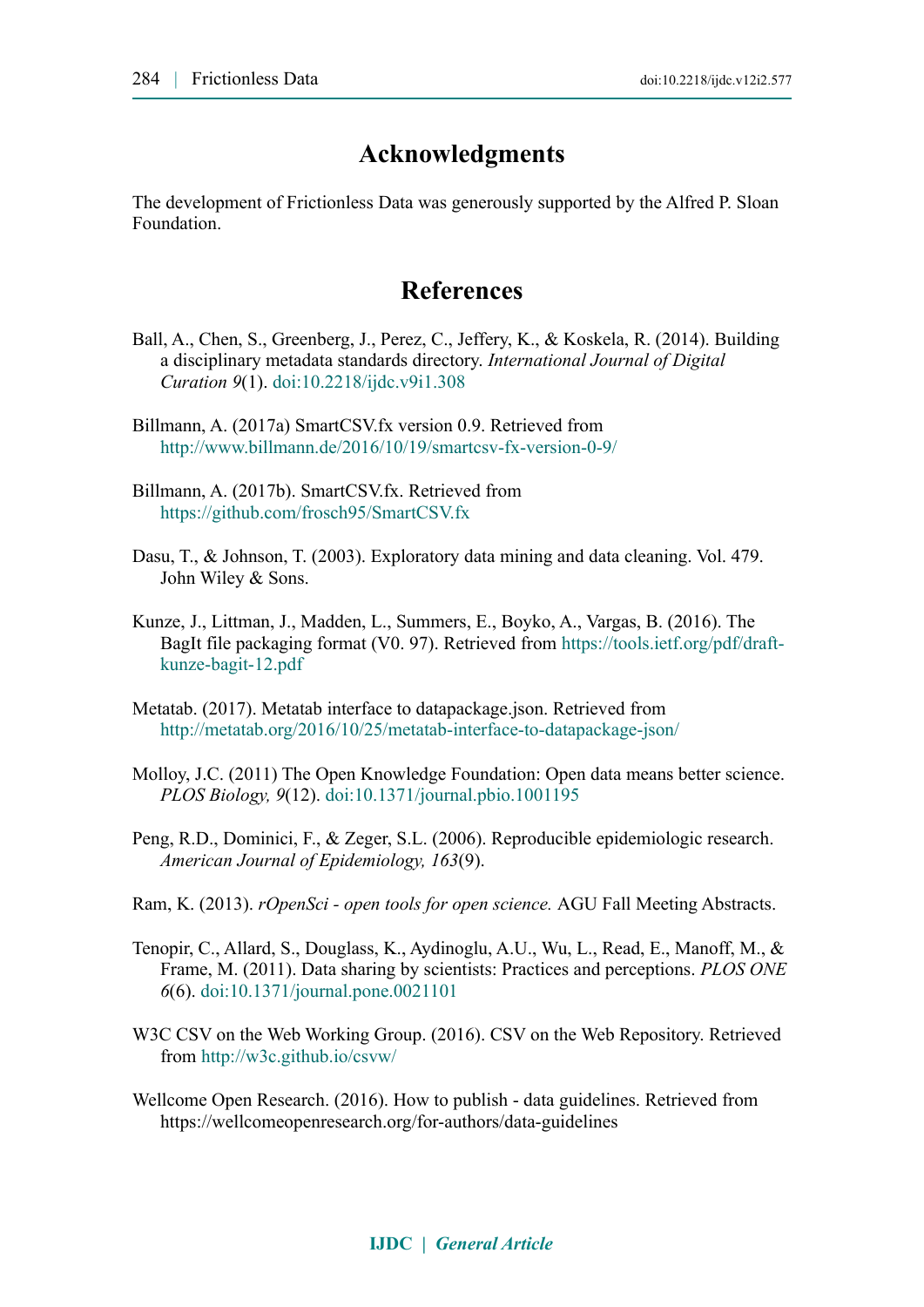## Acknowledgments

The development of Frictionless Data was generously supported by the Alfred P. Sloan Foundation.

## References

Ball, A., Chen, S., Greenberg, J., Perez, C., Jeffery, K., & Koskela, R. (2014). Building a disciplinary metadata standards directory. *International Journal of Digital Curation 9*(1). doi:10.2218/ijdc.v9i1.308

Billmann, A. (2017a) SmartCSV.fx version 0.9. Retrieved from http://www.billmann.de/2016/10/19/smartcsv-fx-version-0-9/

Billmann, A. (2017b). SmartCSV.fx. Retrieved from https://github.com/frosch95/SmartCSV.fx

Dasu, T., & Johnson, T. (2003). Exploratory data mining and data cleaning. Vol. 479. John Wiley & Sons.

Kunze, J., Littman, J., Madden, L., Summers, E., Boyko, A., Vargas, B. (2016). The BagIt file packaging format (V0. 97). Retrieved from https://tools.ietf.org/pdf/draft-kunze-bagit-12.pdf

Metatab. (2017). Metatab interface to datapackage.json. Retrieved from http://metatab.org/2016/10/25/metatab-interface-to-datapackage-json/

Molloy, J.C. (2011) The Open Knowledge Foundation: Open data means better science. *PLOS Biology, 9*(12). doi:10.1371/journal.pbio.1001195

Peng, R.D., Dominici, F., & Zeger, S.L. (2006). Reproducible epidemiologic research. *American Journal of Epidemiology, 163*(9).

Ram, K. (2013). *rOpenSci - open tools for open science.* AGU Fall Meeting Abstracts.

Tenopir, C., Allard, S., Douglass, K., Aydinoglu, A.U., Wu, L., Read, E., Manoff, M., & Frame, M. (2011). Data sharing by scientists: Practices and perceptions. *PLOS ONE 6*(6). doi:10.1371/journal.pone.0021101

W3C CSV on the Web Working Group. (2016). CSV on the Web Repository. Retrieved from http://w3c.github.io/csvw/

Wellcome Open Research. (2016). How to publish - data guidelines. Retrieved from https://wellcomeopenresearch.org/for-authors/data-guidelines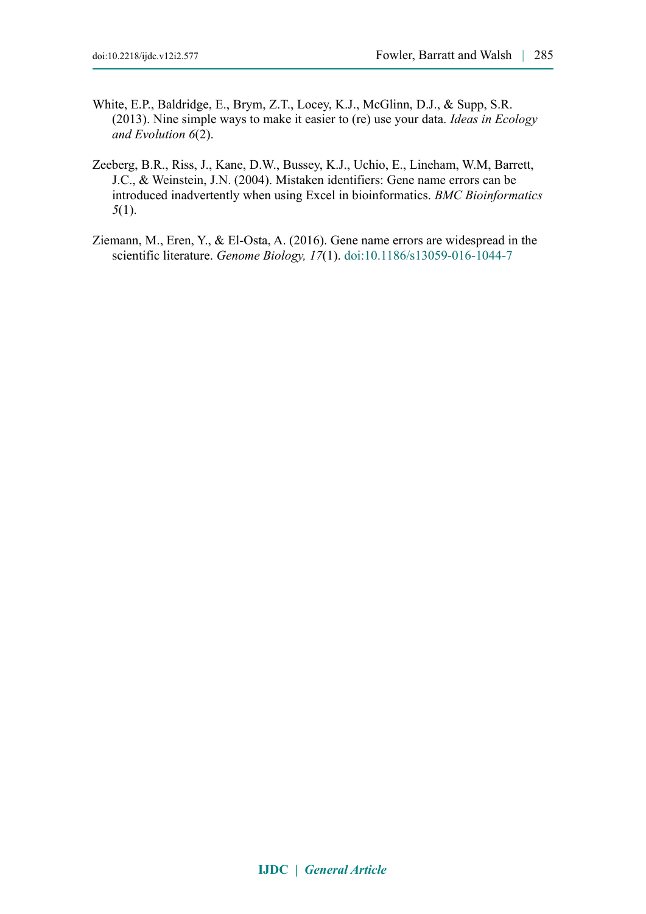White, E.P., Baldridge, E., Brym, Z.T., Locey, K.J., McGlinn, D.J., & Supp, S.R. (2013). Nine simple ways to make it easier to (re) use your data. *Ideas in Ecology and Evolution 6*(2).

Zeeberg, B.R., Riss, J., Kane, D.W., Bussey, K.J., Uchio, E., Lineham, W.M, Barrett, J.C., & Weinstein, J.N. (2004). Mistaken identifiers: Gene name errors can be introduced inadvertently when using Excel in bioinformatics. *BMC Bioinformatics 5*(1).

Ziemann, M., Eren, Y., & El-Osta, A. (2016). Gene name errors are widespread in the scientific literature. *Genome Biology, 17*(1). doi:10.1186/s13059-016-1044-7